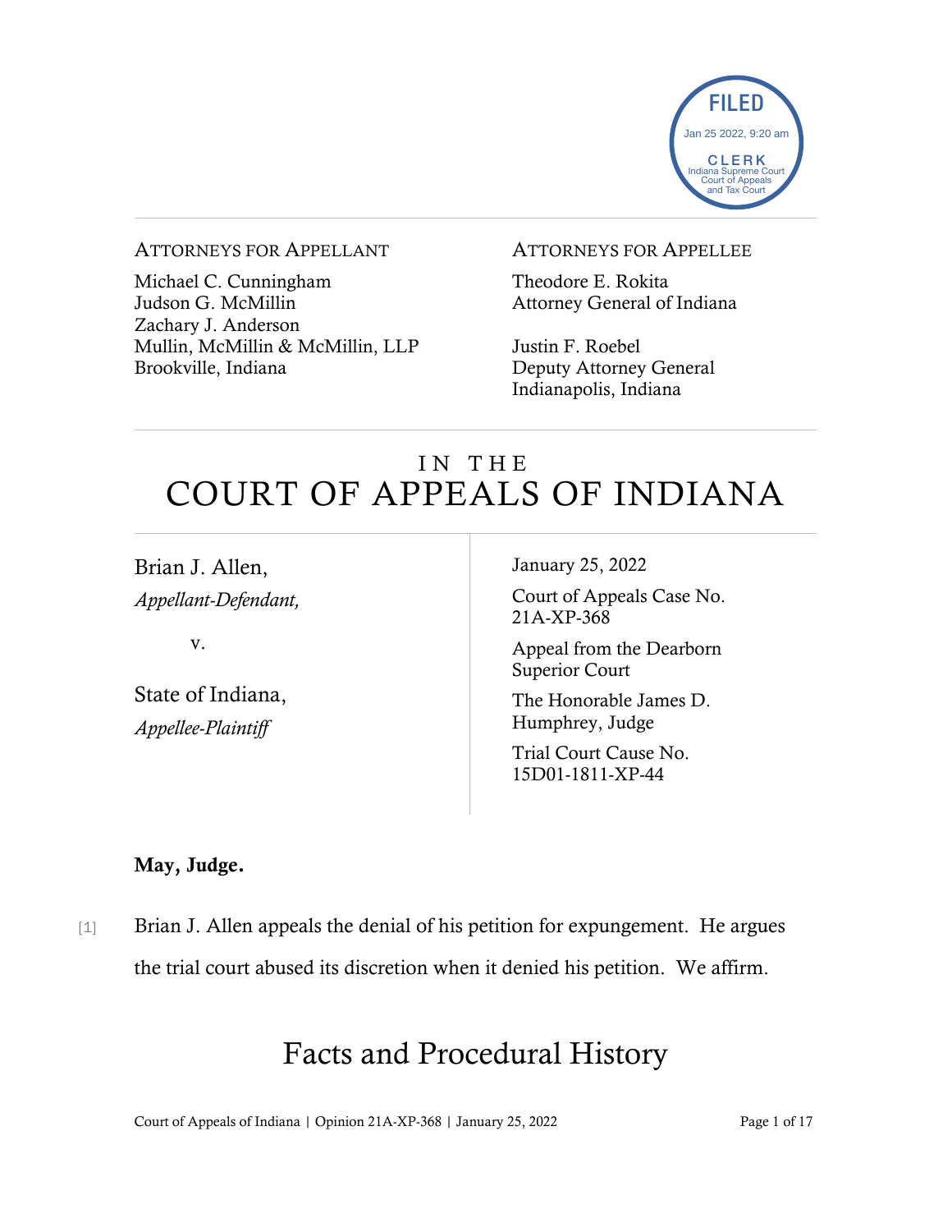FILED
Jan 25 2022, 9:20 am
CLERK
Indiana Supreme Court
Court of Appeals
and Tax Court

ATTORNEYS FOR APPELLANT

Michael C. Cunningham
Judson G. McMillin
Zachary J. Anderson
Mullin, McMillin & McMillin, LLP
Brookville, Indiana

ATTORNEYS FOR APPELLEE

Theodore E. Rokita
Attorney General of Indiana

Justin F. Roebel
Deputy Attorney General
Indianapolis, Indiana

# IN THE COURT OF APPEALS OF INDIANA

Brian J. Allen,
*Appellant-Defendant,*

v.

State of Indiana,
*Appellee-Plaintiff*

January 25, 2022

Court of Appeals Case No. 21A-XP-368

Appeal from the Dearborn Superior Court

The Honorable James D. Humphrey, Judge

Trial Court Cause No. 15D01-1811-XP-44

**May, Judge.**

[1] Brian J. Allen appeals the denial of his petition for expungement. He argues the trial court abused its discretion when it denied his petition. We affirm.

# Facts and Procedural History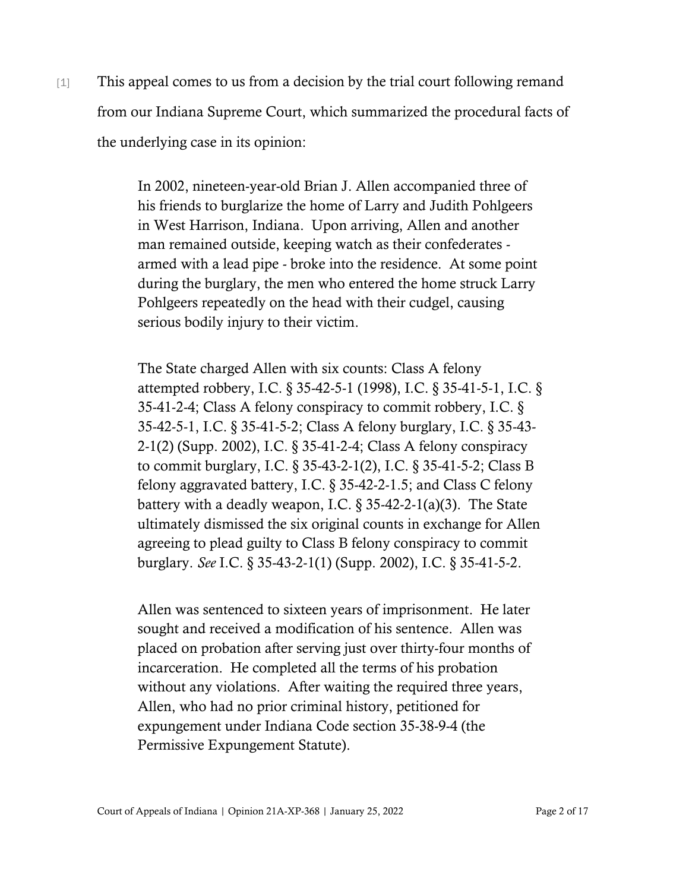[1] This appeal comes to us from a decision by the trial court following remand from our Indiana Supreme Court, which summarized the procedural facts of the underlying case in its opinion:

> In 2002, nineteen-year-old Brian J. Allen accompanied three of his friends to burglarize the home of Larry and Judith Pohlgeers in West Harrison, Indiana. Upon arriving, Allen and another man remained outside, keeping watch as their confederates - armed with a lead pipe - broke into the residence. At some point during the burglary, the men who entered the home struck Larry Pohlgeers repeatedly on the head with their cudgel, causing serious bodily injury to their victim.
>
> The State charged Allen with six counts: Class A felony attempted robbery, I.C. § 35-42-5-1 (1998), I.C. § 35-41-5-1, I.C. § 35-41-2-4; Class A felony conspiracy to commit robbery, I.C. § 35-42-5-1, I.C. § 35-41-5-2; Class A felony burglary, I.C. § 35-43-2-1(2) (Supp. 2002), I.C. § 35-41-2-4; Class A felony conspiracy to commit burglary, I.C. § 35-43-2-1(2), I.C. § 35-41-5-2; Class B felony aggravated battery, I.C. § 35-42-2-1.5; and Class C felony battery with a deadly weapon, I.C. § 35-42-2-1(a)(3). The State ultimately dismissed the six original counts in exchange for Allen agreeing to plead guilty to Class B felony conspiracy to commit burglary. *See* I.C. § 35-43-2-1(1) (Supp. 2002), I.C. § 35-41-5-2.
>
> Allen was sentenced to sixteen years of imprisonment. He later sought and received a modification of his sentence. Allen was placed on probation after serving just over thirty-four months of incarceration. He completed all the terms of his probation without any violations. After waiting the required three years, Allen, who had no prior criminal history, petitioned for expungement under Indiana Code section 35-38-9-4 (the Permissive Expungement Statute).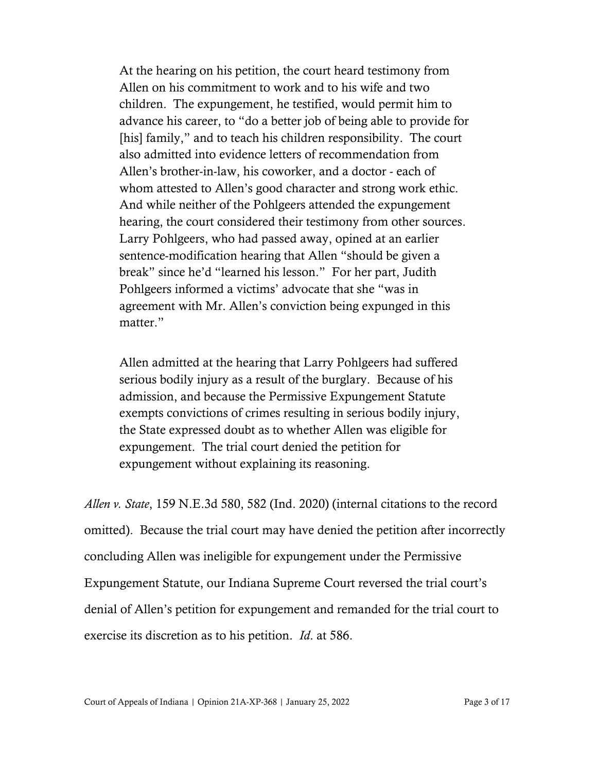> At the hearing on his petition, the court heard testimony from Allen on his commitment to work and to his wife and two children. The expungement, he testified, would permit him to advance his career, to "do a better job of being able to provide for [his] family," and to teach his children responsibility. The court also admitted into evidence letters of recommendation from Allen's brother-in-law, his coworker, and a doctor - each of whom attested to Allen's good character and strong work ethic. And while neither of the Pohlgeers attended the expungement hearing, the court considered their testimony from other sources. Larry Pohlgeers, who had passed away, opined at an earlier sentence-modification hearing that Allen "should be given a break" since he'd "learned his lesson." For her part, Judith Pohlgeers informed a victims' advocate that she "was in agreement with Mr. Allen's conviction being expunged in this matter."
>
> Allen admitted at the hearing that Larry Pohlgeers had suffered serious bodily injury as a result of the burglary. Because of his admission, and because the Permissive Expungement Statute exempts convictions of crimes resulting in serious bodily injury, the State expressed doubt as to whether Allen was eligible for expungement. The trial court denied the petition for expungement without explaining its reasoning.

*Allen v. State*, 159 N.E.3d 580, 582 (Ind. 2020) (internal citations to the record omitted). Because the trial court may have denied the petition after incorrectly concluding Allen was ineligible for expungement under the Permissive Expungement Statute, our Indiana Supreme Court reversed the trial court's denial of Allen's petition for expungement and remanded for the trial court to exercise its discretion as to his petition. *Id*. at 586.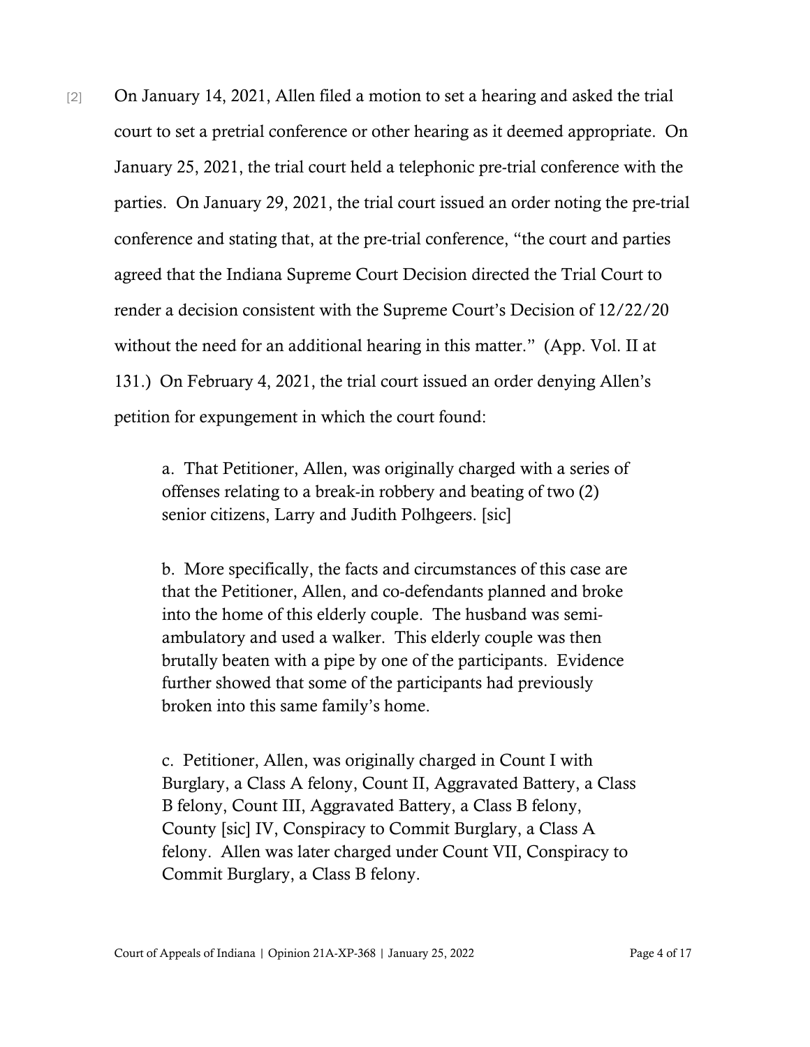[2] On January 14, 2021, Allen filed a motion to set a hearing and asked the trial court to set a pretrial conference or other hearing as it deemed appropriate. On January 25, 2021, the trial court held a telephonic pre-trial conference with the parties. On January 29, 2021, the trial court issued an order noting the pre-trial conference and stating that, at the pre-trial conference, "the court and parties agreed that the Indiana Supreme Court Decision directed the Trial Court to render a decision consistent with the Supreme Court's Decision of 12/22/20 without the need for an additional hearing in this matter." (App. Vol. II at 131.) On February 4, 2021, the trial court issued an order denying Allen's petition for expungement in which the court found:

> a. That Petitioner, Allen, was originally charged with a series of offenses relating to a break-in robbery and beating of two (2) senior citizens, Larry and Judith Polhgeers. [sic]
>
> b. More specifically, the facts and circumstances of this case are that the Petitioner, Allen, and co-defendants planned and broke into the home of this elderly couple. The husband was semi-ambulatory and used a walker. This elderly couple was then brutally beaten with a pipe by one of the participants. Evidence further showed that some of the participants had previously broken into this same family's home.
>
> c. Petitioner, Allen, was originally charged in Count I with Burglary, a Class A felony, Count II, Aggravated Battery, a Class B felony, Count III, Aggravated Battery, a Class B felony, County [sic] IV, Conspiracy to Commit Burglary, a Class A felony. Allen was later charged under Count VII, Conspiracy to Commit Burglary, a Class B felony.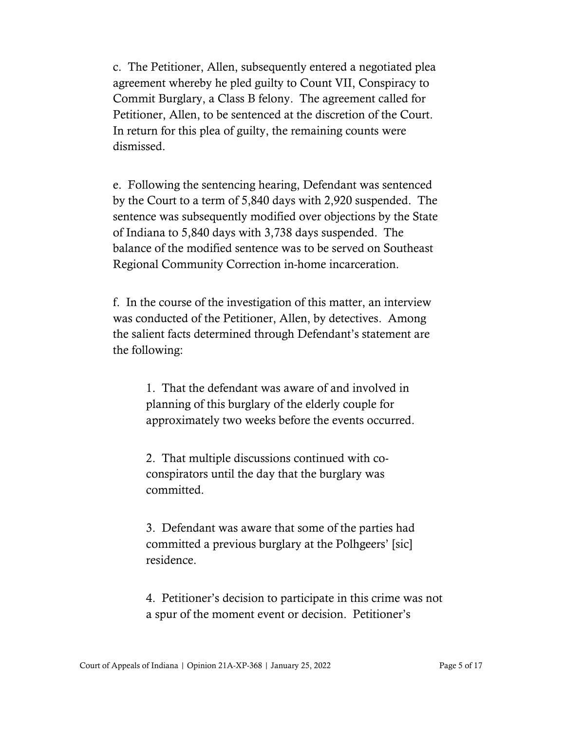c. The Petitioner, Allen, subsequently entered a negotiated plea agreement whereby he pled guilty to Count VII, Conspiracy to Commit Burglary, a Class B felony. The agreement called for Petitioner, Allen, to be sentenced at the discretion of the Court. In return for this plea of guilty, the remaining counts were dismissed.

e. Following the sentencing hearing, Defendant was sentenced by the Court to a term of 5,840 days with 2,920 suspended. The sentence was subsequently modified over objections by the State of Indiana to 5,840 days with 3,738 days suspended. The balance of the modified sentence was to be served on Southeast Regional Community Correction in-home incarceration.

f. In the course of the investigation of this matter, an interview was conducted of the Petitioner, Allen, by detectives. Among the salient facts determined through Defendant's statement are the following:

> 1. That the defendant was aware of and involved in planning of this burglary of the elderly couple for approximately two weeks before the events occurred.
>
> 2. That multiple discussions continued with co-conspirators until the day that the burglary was committed.
>
> 3. Defendant was aware that some of the parties had committed a previous burglary at the Polhgeers' [sic] residence.
>
> 4. Petitioner's decision to participate in this crime was not a spur of the moment event or decision. Petitioner's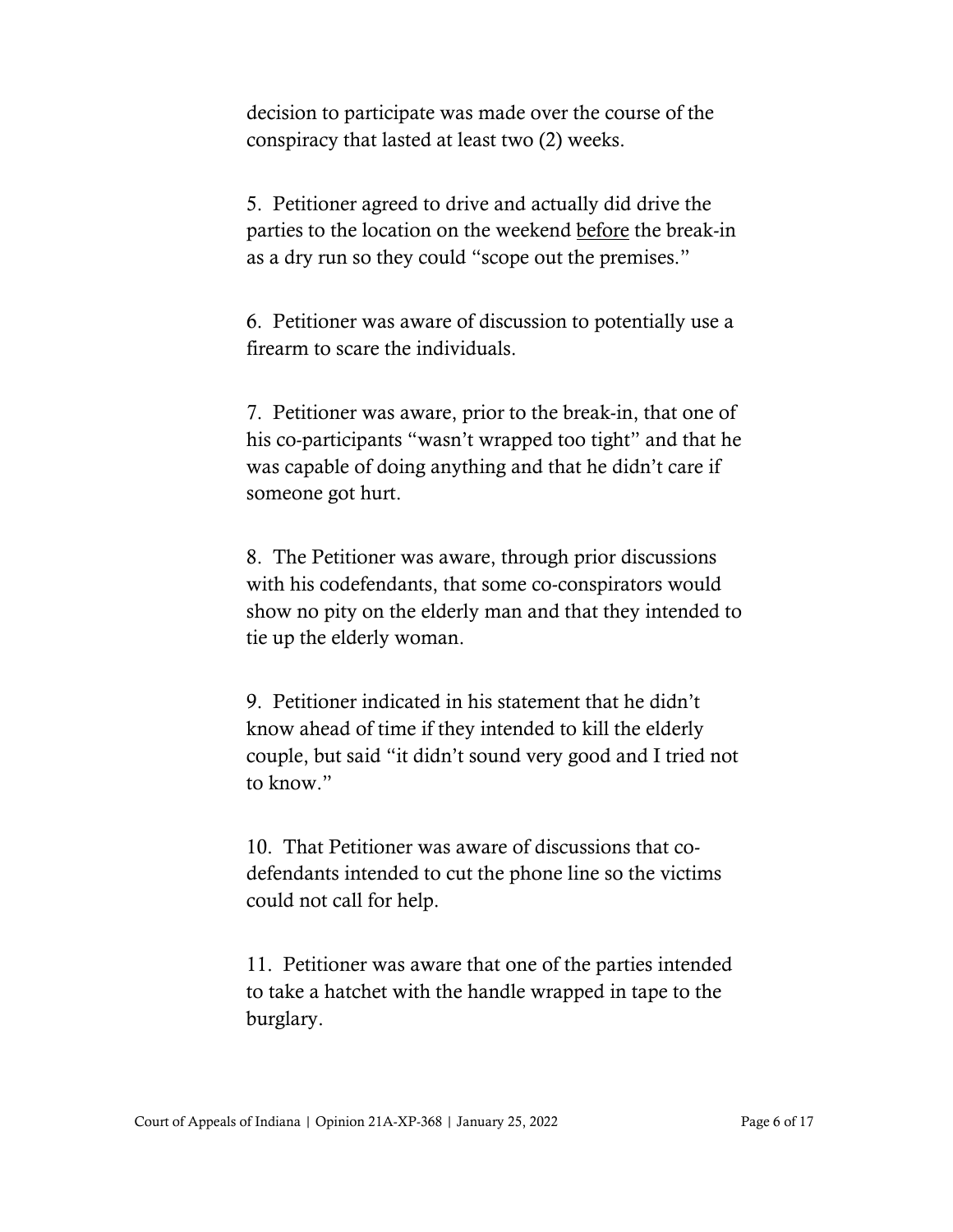decision to participate was made over the course of the conspiracy that lasted at least two (2) weeks.

5. Petitioner agreed to drive and actually did drive the parties to the location on the weekend <u>before</u> the break-in as a dry run so they could "scope out the premises."

6. Petitioner was aware of discussion to potentially use a firearm to scare the individuals.

7. Petitioner was aware, prior to the break-in, that one of his co-participants "wasn't wrapped too tight" and that he was capable of doing anything and that he didn't care if someone got hurt.

8. The Petitioner was aware, through prior discussions with his codefendants, that some co-conspirators would show no pity on the elderly man and that they intended to tie up the elderly woman.

9. Petitioner indicated in his statement that he didn't know ahead of time if they intended to kill the elderly couple, but said "it didn't sound very good and I tried not to know."

10. That Petitioner was aware of discussions that co-defendants intended to cut the phone line so the victims could not call for help.

11. Petitioner was aware that one of the parties intended to take a hatchet with the handle wrapped in tape to the burglary.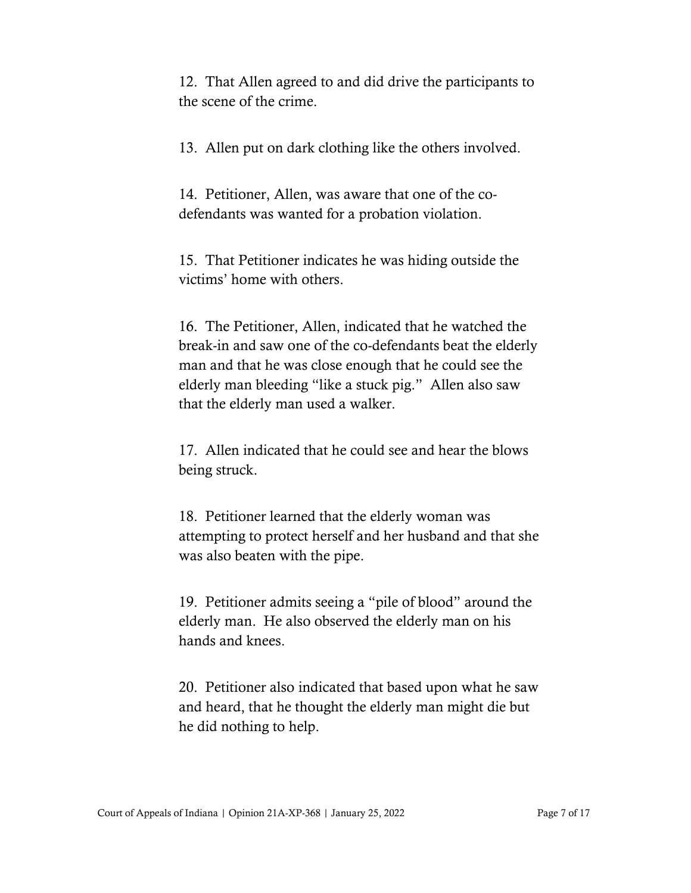12. That Allen agreed to and did drive the participants to the scene of the crime.

13. Allen put on dark clothing like the others involved.

14. Petitioner, Allen, was aware that one of the co-defendants was wanted for a probation violation.

15. That Petitioner indicates he was hiding outside the victims' home with others.

16. The Petitioner, Allen, indicated that he watched the break-in and saw one of the co-defendants beat the elderly man and that he was close enough that he could see the elderly man bleeding "like a stuck pig." Allen also saw that the elderly man used a walker.

17. Allen indicated that he could see and hear the blows being struck.

18. Petitioner learned that the elderly woman was attempting to protect herself and her husband and that she was also beaten with the pipe.

19. Petitioner admits seeing a "pile of blood" around the elderly man. He also observed the elderly man on his hands and knees.

20. Petitioner also indicated that based upon what he saw and heard, that he thought the elderly man might die but he did nothing to help.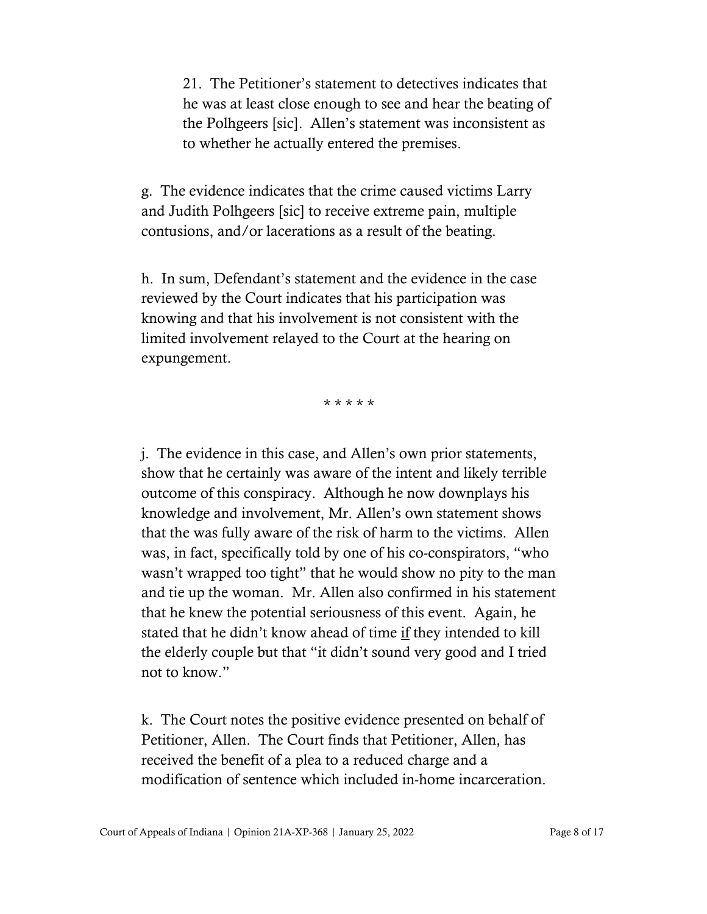> 21. The Petitioner's statement to detectives indicates that he was at least close enough to see and hear the beating of the Polhgeers [sic]. Allen's statement was inconsistent as to whether he actually entered the premises.

g. The evidence indicates that the crime caused victims Larry and Judith Polhgeers [sic] to receive extreme pain, multiple contusions, and/or lacerations as a result of the beating.

h. In sum, Defendant's statement and the evidence in the case reviewed by the Court indicates that his participation was knowing and that his involvement is not consistent with the limited involvement relayed to the Court at the hearing on expungement.

\* \* \* \* \*

j. The evidence in this case, and Allen's own prior statements, show that he certainly was aware of the intent and likely terrible outcome of this conspiracy. Although he now downplays his knowledge and involvement, Mr. Allen's own statement shows that the was fully aware of the risk of harm to the victims. Allen was, in fact, specifically told by one of his co-conspirators, "who wasn't wrapped too tight" that he would show no pity to the man and tie up the woman. Mr. Allen also confirmed in his statement that he knew the potential seriousness of this event. Again, he stated that he didn't know ahead of time <u>if</u> they intended to kill the elderly couple but that "it didn't sound very good and I tried not to know."

k. The Court notes the positive evidence presented on behalf of Petitioner, Allen. The Court finds that Petitioner, Allen, has received the benefit of a plea to a reduced charge and a modification of sentence which included in-home incarceration.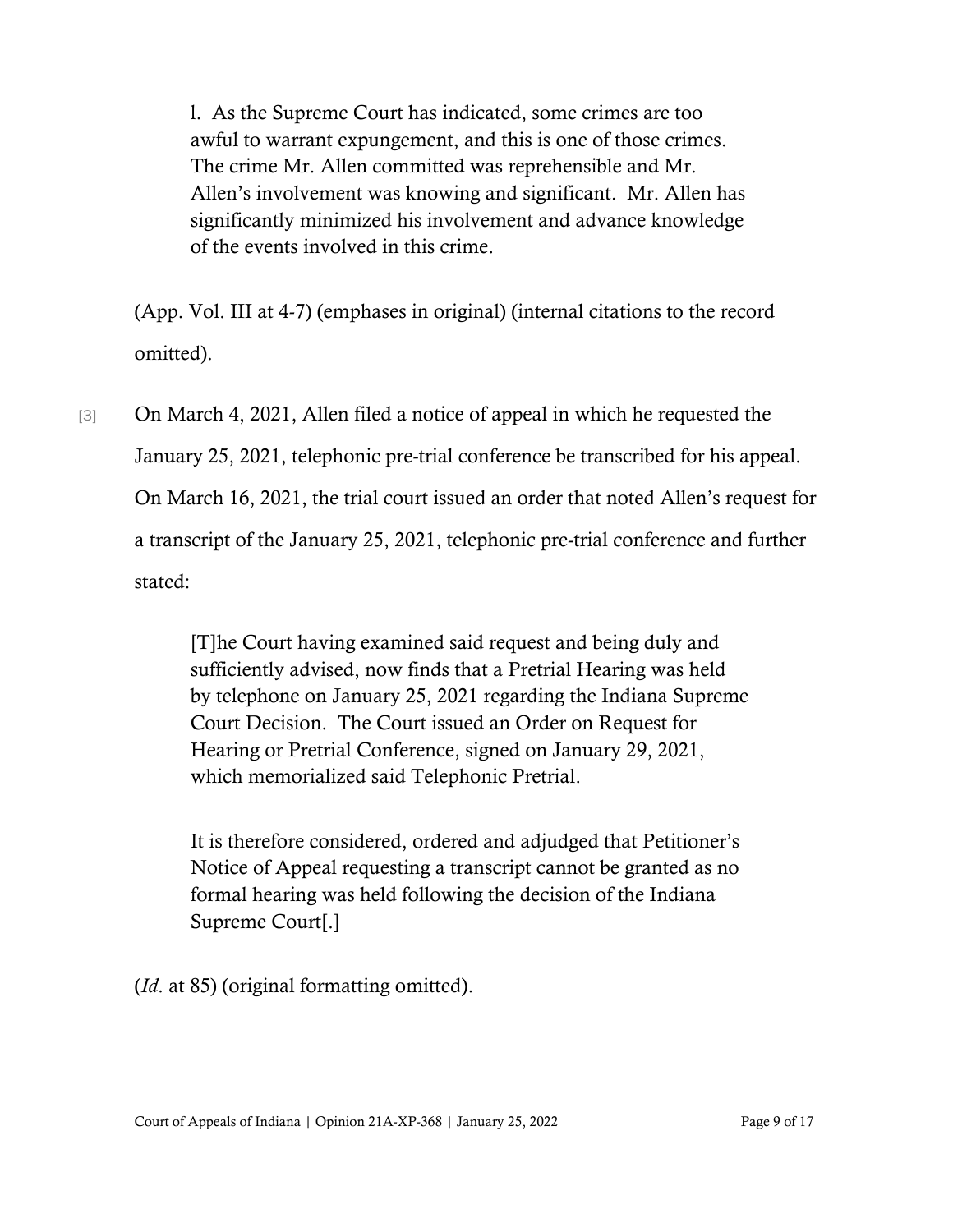> l. As the Supreme Court has indicated, some crimes are too awful to warrant expungement, and this is one of those crimes. The crime Mr. Allen committed was reprehensible and Mr. Allen's involvement was knowing and significant. Mr. Allen has significantly minimized his involvement and advance knowledge of the events involved in this crime.

(App. Vol. III at 4-7) (emphases in original) (internal citations to the record omitted).

[3] On March 4, 2021, Allen filed a notice of appeal in which he requested the January 25, 2021, telephonic pre-trial conference be transcribed for his appeal. On March 16, 2021, the trial court issued an order that noted Allen's request for a transcript of the January 25, 2021, telephonic pre-trial conference and further stated:

> [T]he Court having examined said request and being duly and sufficiently advised, now finds that a Pretrial Hearing was held by telephone on January 25, 2021 regarding the Indiana Supreme Court Decision. The Court issued an Order on Request for Hearing or Pretrial Conference, signed on January 29, 2021, which memorialized said Telephonic Pretrial.
>
> It is therefore considered, ordered and adjudged that Petitioner's Notice of Appeal requesting a transcript cannot be granted as no formal hearing was held following the decision of the Indiana Supreme Court[.]

(*Id.* at 85) (original formatting omitted).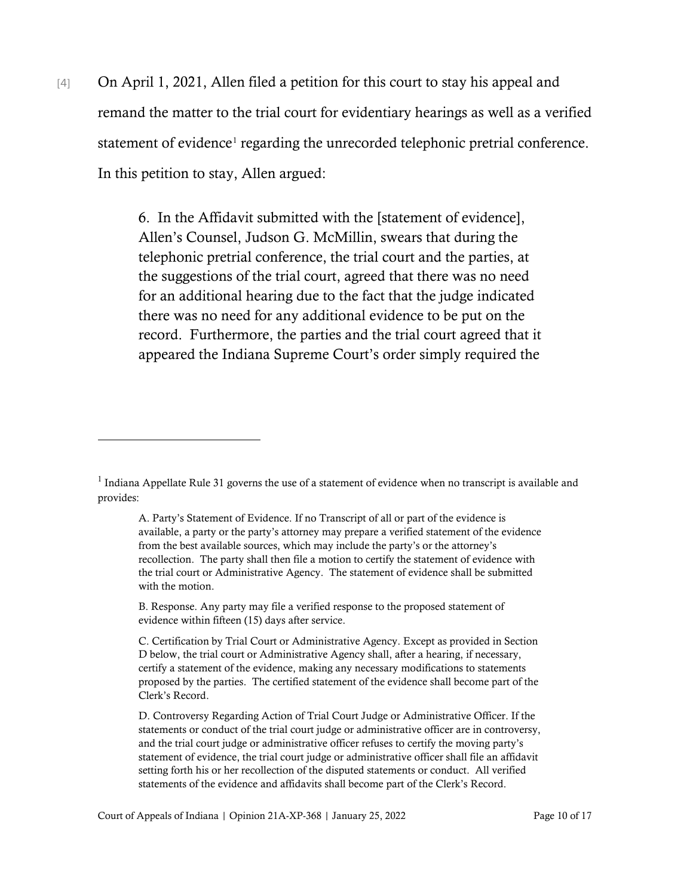[4] On April 1, 2021, Allen filed a petition for this court to stay his appeal and remand the matter to the trial court for evidentiary hearings as well as a verified statement of evidence[1] regarding the unrecorded telephonic pretrial conference. In this petition to stay, Allen argued:

> 6. In the Affidavit submitted with the [statement of evidence], Allen's Counsel, Judson G. McMillin, swears that during the telephonic pretrial conference, the trial court and the parties, at the suggestions of the trial court, agreed that there was no need for an additional hearing due to the fact that the judge indicated there was no need for any additional evidence to be put on the record. Furthermore, the parties and the trial court agreed that it appeared the Indiana Supreme Court's order simply required the

---

[1] Indiana Appellate Rule 31 governs the use of a statement of evidence when no transcript is available and provides:

> A. Party's Statement of Evidence. If no Transcript of all or part of the evidence is available, a party or the party's attorney may prepare a verified statement of the evidence from the best available sources, which may include the party's or the attorney's recollection. The party shall then file a motion to certify the statement of evidence with the trial court or Administrative Agency. The statement of evidence shall be submitted with the motion.
>
> B. Response. Any party may file a verified response to the proposed statement of evidence within fifteen (15) days after service.
>
> C. Certification by Trial Court or Administrative Agency. Except as provided in Section D below, the trial court or Administrative Agency shall, after a hearing, if necessary, certify a statement of the evidence, making any necessary modifications to statements proposed by the parties. The certified statement of the evidence shall become part of the Clerk's Record.
>
> D. Controversy Regarding Action of Trial Court Judge or Administrative Officer. If the statements or conduct of the trial court judge or administrative officer are in controversy, and the trial court judge or administrative officer refuses to certify the moving party's statement of evidence, the trial court judge or administrative officer shall file an affidavit setting forth his or her recollection of the disputed statements or conduct. All verified statements of the evidence and affidavits shall become part of the Clerk's Record.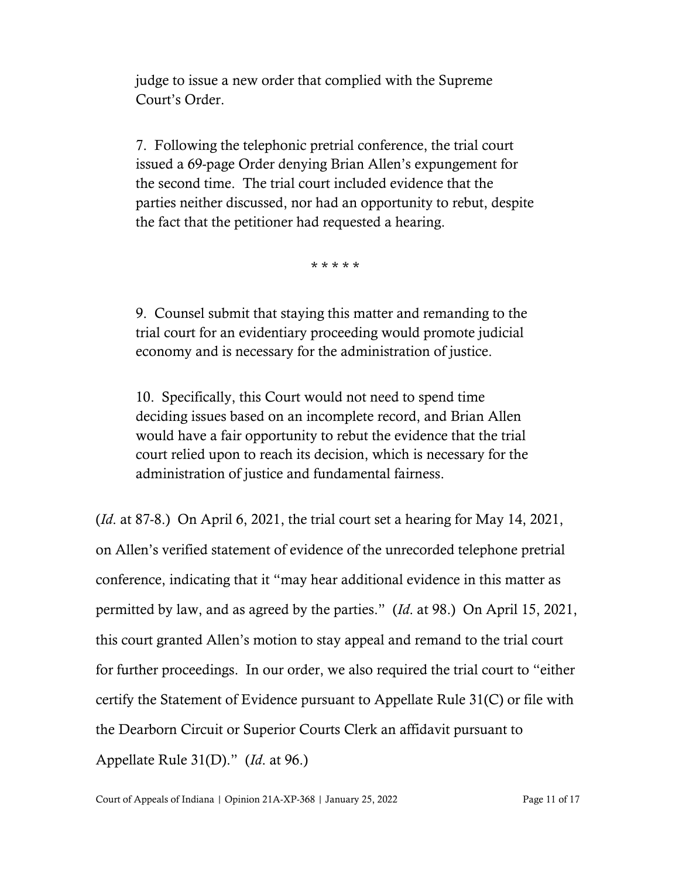> judge to issue a new order that complied with the Supreme Court's Order.
>
> 7. Following the telephonic pretrial conference, the trial court issued a 69-page Order denying Brian Allen's expungement for the second time. The trial court included evidence that the parties neither discussed, nor had an opportunity to rebut, despite the fact that the petitioner had requested a hearing.
>
> * * * * *
>
> 9. Counsel submit that staying this matter and remanding to the trial court for an evidentiary proceeding would promote judicial economy and is necessary for the administration of justice.
>
> 10. Specifically, this Court would not need to spend time deciding issues based on an incomplete record, and Brian Allen would have a fair opportunity to rebut the evidence that the trial court relied upon to reach its decision, which is necessary for the administration of justice and fundamental fairness.

(*Id*. at 87-8.) On April 6, 2021, the trial court set a hearing for May 14, 2021, on Allen's verified statement of evidence of the unrecorded telephone pretrial conference, indicating that it "may hear additional evidence in this matter as permitted by law, and as agreed by the parties." (*Id*. at 98.) On April 15, 2021, this court granted Allen's motion to stay appeal and remand to the trial court for further proceedings. In our order, we also required the trial court to "either certify the Statement of Evidence pursuant to Appellate Rule 31(C) or file with the Dearborn Circuit or Superior Courts Clerk an affidavit pursuant to Appellate Rule 31(D)." (*Id*. at 96.)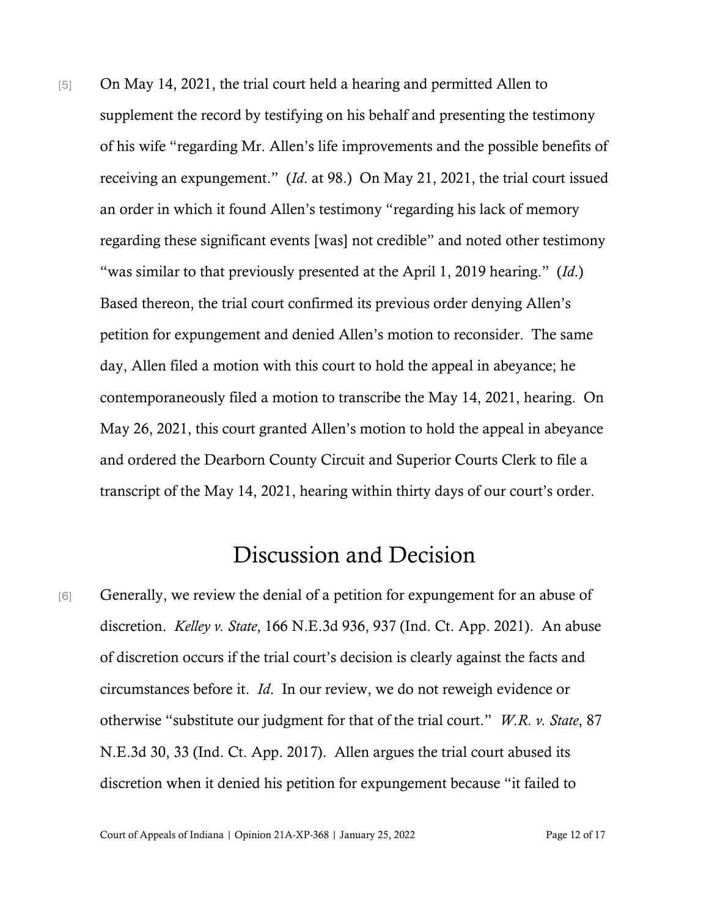[5] On May 14, 2021, the trial court held a hearing and permitted Allen to supplement the record by testifying on his behalf and presenting the testimony of his wife "regarding Mr. Allen's life improvements and the possible benefits of receiving an expungement." (*Id*. at 98.) On May 21, 2021, the trial court issued an order in which it found Allen's testimony "regarding his lack of memory regarding these significant events [was] not credible" and noted other testimony "was similar to that previously presented at the April 1, 2019 hearing." (*Id*.) Based thereon, the trial court confirmed its previous order denying Allen's petition for expungement and denied Allen's motion to reconsider. The same day, Allen filed a motion with this court to hold the appeal in abeyance; he contemporaneously filed a motion to transcribe the May 14, 2021, hearing. On May 26, 2021, this court granted Allen's motion to hold the appeal in abeyance and ordered the Dearborn County Circuit and Superior Courts Clerk to file a transcript of the May 14, 2021, hearing within thirty days of our court's order.

# Discussion and Decision

[6] Generally, we review the denial of a petition for expungement for an abuse of discretion. *Kelley v. State*, 166 N.E.3d 936, 937 (Ind. Ct. App. 2021). An abuse of discretion occurs if the trial court's decision is clearly against the facts and circumstances before it. *Id*. In our review, we do not reweigh evidence or otherwise "substitute our judgment for that of the trial court." *W.R. v. State*, 87 N.E.3d 30, 33 (Ind. Ct. App. 2017). Allen argues the trial court abused its discretion when it denied his petition for expungement because "it failed to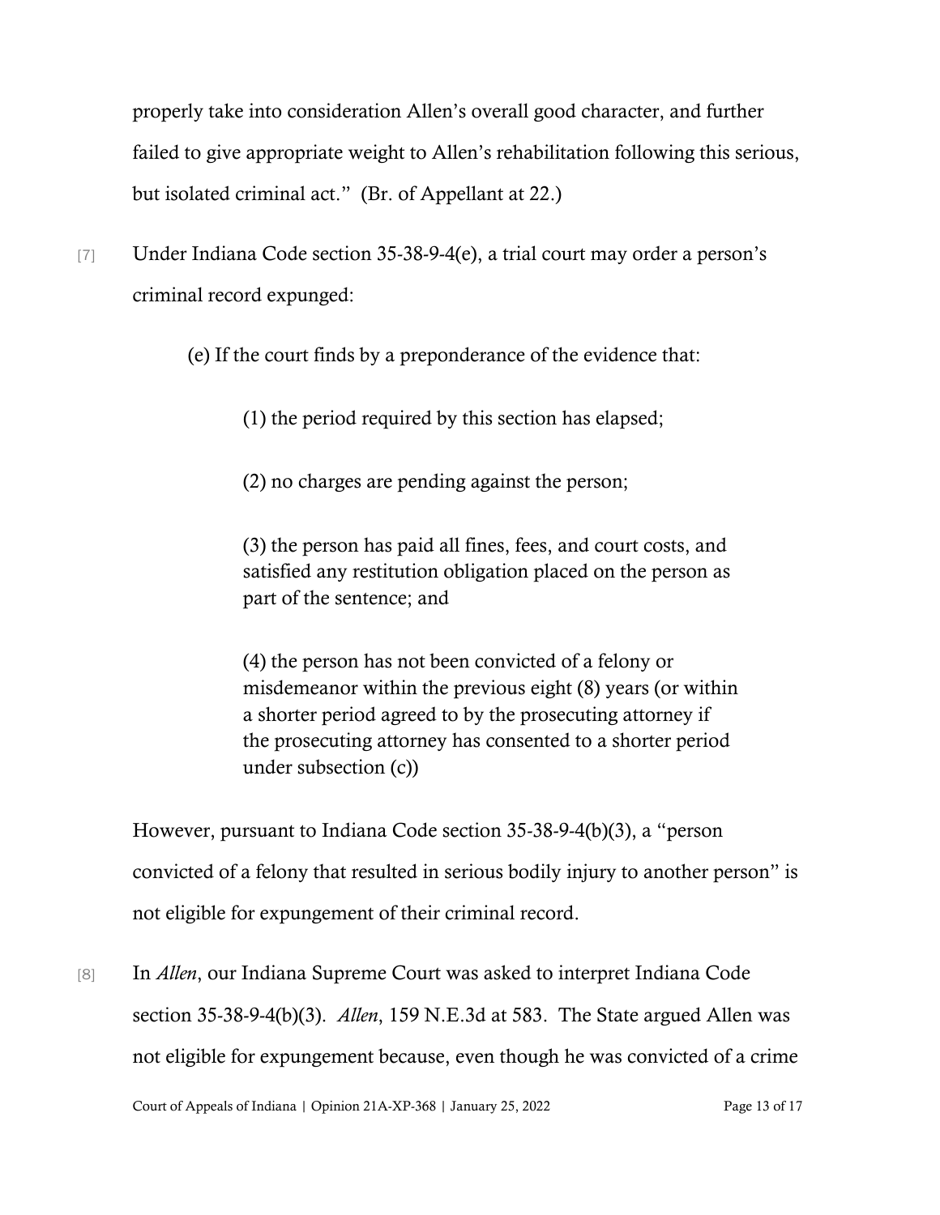properly take into consideration Allen's overall good character, and further failed to give appropriate weight to Allen's rehabilitation following this serious, but isolated criminal act." (Br. of Appellant at 22.)

[7] Under Indiana Code section 35-38-9-4(e), a trial court may order a person's criminal record expunged:

> (e) If the court finds by a preponderance of the evidence that:
>
> > (1) the period required by this section has elapsed;
> >
> > (2) no charges are pending against the person;
> >
> > (3) the person has paid all fines, fees, and court costs, and satisfied any restitution obligation placed on the person as part of the sentence; and
> >
> > (4) the person has not been convicted of a felony or misdemeanor within the previous eight (8) years (or within a shorter period agreed to by the prosecuting attorney if the prosecuting attorney has consented to a shorter period under subsection (c))

However, pursuant to Indiana Code section 35-38-9-4(b)(3), a "person convicted of a felony that resulted in serious bodily injury to another person" is not eligible for expungement of their criminal record.

[8] In *Allen*, our Indiana Supreme Court was asked to interpret Indiana Code section 35-38-9-4(b)(3). *Allen*, 159 N.E.3d at 583. The State argued Allen was not eligible for expungement because, even though he was convicted of a crime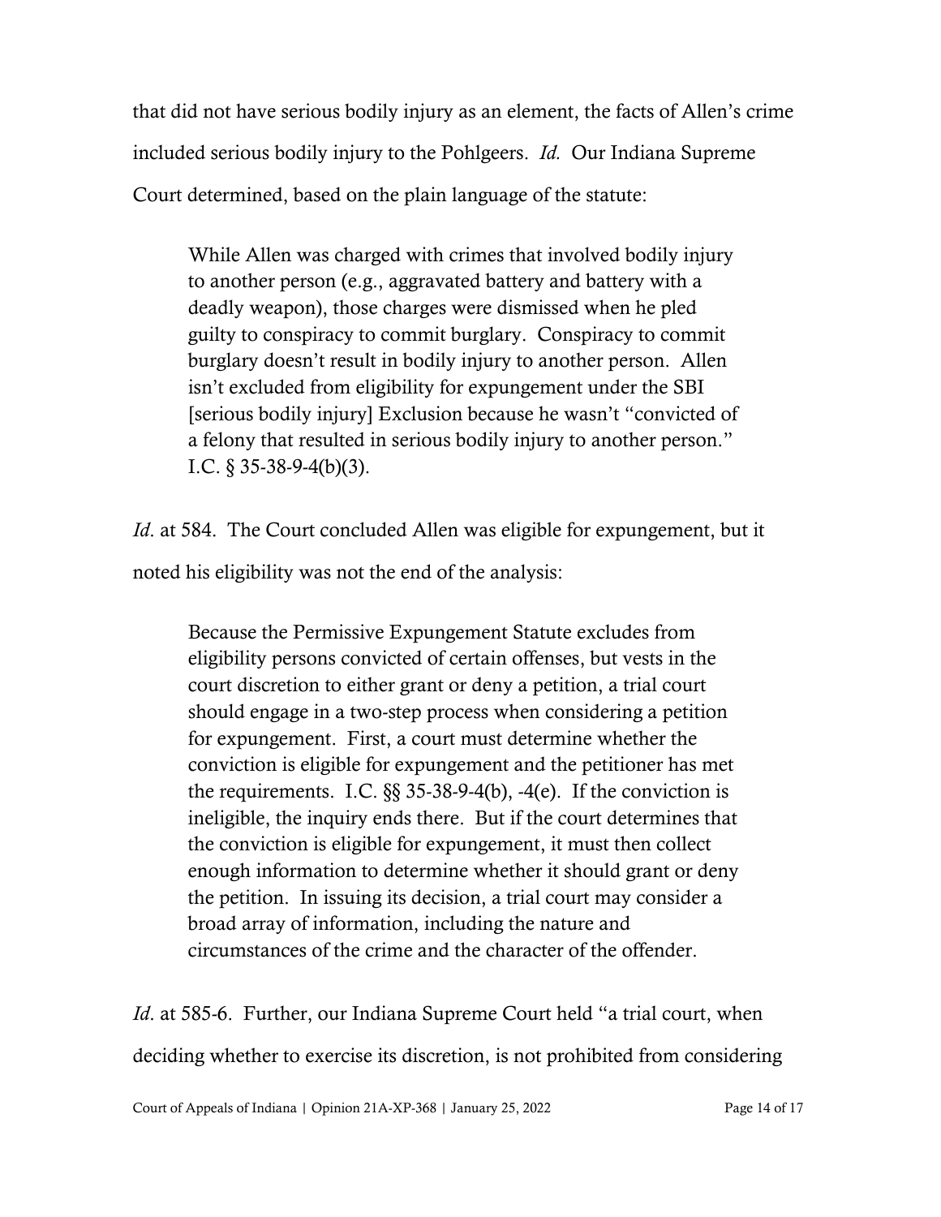that did not have serious bodily injury as an element, the facts of Allen's crime included serious bodily injury to the Pohlgeers. *Id.* Our Indiana Supreme Court determined, based on the plain language of the statute:

> While Allen was charged with crimes that involved bodily injury to another person (e.g., aggravated battery and battery with a deadly weapon), those charges were dismissed when he pled guilty to conspiracy to commit burglary. Conspiracy to commit burglary doesn't result in bodily injury to another person. Allen isn't excluded from eligibility for expungement under the SBI [serious bodily injury] Exclusion because he wasn't "convicted of a felony that resulted in serious bodily injury to another person." I.C. § 35-38-9-4(b)(3).

*Id*. at 584. The Court concluded Allen was eligible for expungement, but it noted his eligibility was not the end of the analysis:

> Because the Permissive Expungement Statute excludes from eligibility persons convicted of certain offenses, but vests in the court discretion to either grant or deny a petition, a trial court should engage in a two-step process when considering a petition for expungement. First, a court must determine whether the conviction is eligible for expungement and the petitioner has met the requirements. I.C. §§ 35-38-9-4(b), -4(e). If the conviction is ineligible, the inquiry ends there. But if the court determines that the conviction is eligible for expungement, it must then collect enough information to determine whether it should grant or deny the petition. In issuing its decision, a trial court may consider a broad array of information, including the nature and circumstances of the crime and the character of the offender.

*Id*. at 585-6. Further, our Indiana Supreme Court held "a trial court, when deciding whether to exercise its discretion, is not prohibited from considering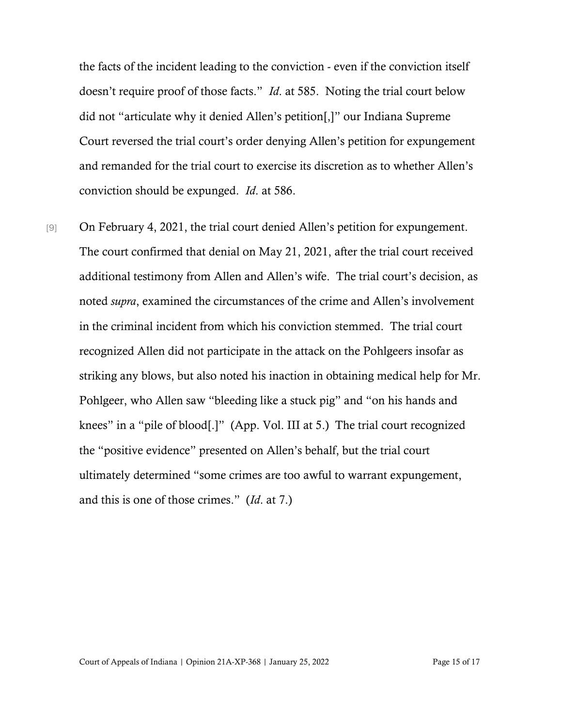the facts of the incident leading to the conviction - even if the conviction itself doesn't require proof of those facts." *Id.* at 585. Noting the trial court below did not "articulate why it denied Allen's petition[,]" our Indiana Supreme Court reversed the trial court's order denying Allen's petition for expungement and remanded for the trial court to exercise its discretion as to whether Allen's conviction should be expunged. *Id.* at 586.

[9] On February 4, 2021, the trial court denied Allen's petition for expungement. The court confirmed that denial on May 21, 2021, after the trial court received additional testimony from Allen and Allen's wife. The trial court's decision, as noted *supra*, examined the circumstances of the crime and Allen's involvement in the criminal incident from which his conviction stemmed. The trial court recognized Allen did not participate in the attack on the Pohlgeers insofar as striking any blows, but also noted his inaction in obtaining medical help for Mr. Pohlgeer, who Allen saw "bleeding like a stuck pig" and "on his hands and knees" in a "pile of blood[.]" (App. Vol. III at 5.) The trial court recognized the "positive evidence" presented on Allen's behalf, but the trial court ultimately determined "some crimes are too awful to warrant expungement, and this is one of those crimes." (*Id.* at 7.)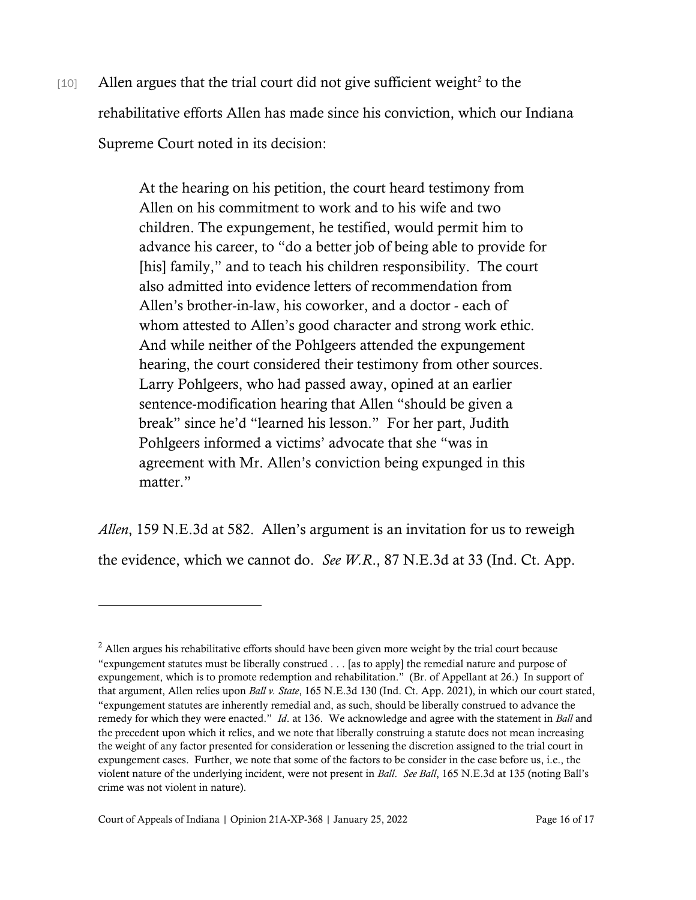[10] Allen argues that the trial court did not give sufficient weight[2] to the rehabilitative efforts Allen has made since his conviction, which our Indiana Supreme Court noted in its decision:

> At the hearing on his petition, the court heard testimony from Allen on his commitment to work and to his wife and two children. The expungement, he testified, would permit him to advance his career, to "do a better job of being able to provide for [his] family," and to teach his children responsibility. The court also admitted into evidence letters of recommendation from Allen's brother-in-law, his coworker, and a doctor - each of whom attested to Allen's good character and strong work ethic. And while neither of the Pohlgeers attended the expungement hearing, the court considered their testimony from other sources. Larry Pohlgeers, who had passed away, opined at an earlier sentence-modification hearing that Allen "should be given a break" since he'd "learned his lesson." For her part, Judith Pohlgeers informed a victims' advocate that she "was in agreement with Mr. Allen's conviction being expunged in this matter."

*Allen*, 159 N.E.3d at 582. Allen's argument is an invitation for us to reweigh the evidence, which we cannot do. *See W.R.*, 87 N.E.3d at 33 (Ind. Ct. App.

---

[2] Allen argues his rehabilitative efforts should have been given more weight by the trial court because "expungement statutes must be liberally construed . . . [as to apply] the remedial nature and purpose of expungement, which is to promote redemption and rehabilitation." (Br. of Appellant at 26.) In support of that argument, Allen relies upon *Ball v. State*, 165 N.E.3d 130 (Ind. Ct. App. 2021), in which our court stated, "expungement statutes are inherently remedial and, as such, should be liberally construed to advance the remedy for which they were enacted." *Id*. at 136. We acknowledge and agree with the statement in *Ball* and the precedent upon which it relies, and we note that liberally construing a statute does not mean increasing the weight of any factor presented for consideration or lessening the discretion assigned to the trial court in expungement cases. Further, we note that some of the factors to be consider in the case before us, i.e., the violent nature of the underlying incident, were not present in *Ball*. *See Ball*, 165 N.E.3d at 135 (noting Ball's crime was not violent in nature).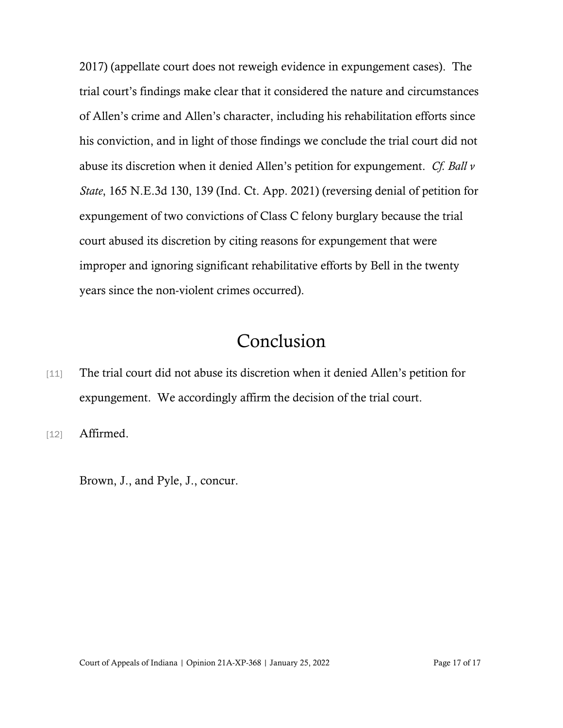2017) (appellate court does not reweigh evidence in expungement cases). The trial court's findings make clear that it considered the nature and circumstances of Allen's crime and Allen's character, including his rehabilitation efforts since his conviction, and in light of those findings we conclude the trial court did not abuse its discretion when it denied Allen's petition for expungement. *Cf. Ball v State*, 165 N.E.3d 130, 139 (Ind. Ct. App. 2021) (reversing denial of petition for expungement of two convictions of Class C felony burglary because the trial court abused its discretion by citing reasons for expungement that were improper and ignoring significant rehabilitative efforts by Bell in the twenty years since the non-violent crimes occurred).

# Conclusion

[11] The trial court did not abuse its discretion when it denied Allen's petition for expungement. We accordingly affirm the decision of the trial court.

[12] Affirmed.

Brown, J., and Pyle, J., concur.